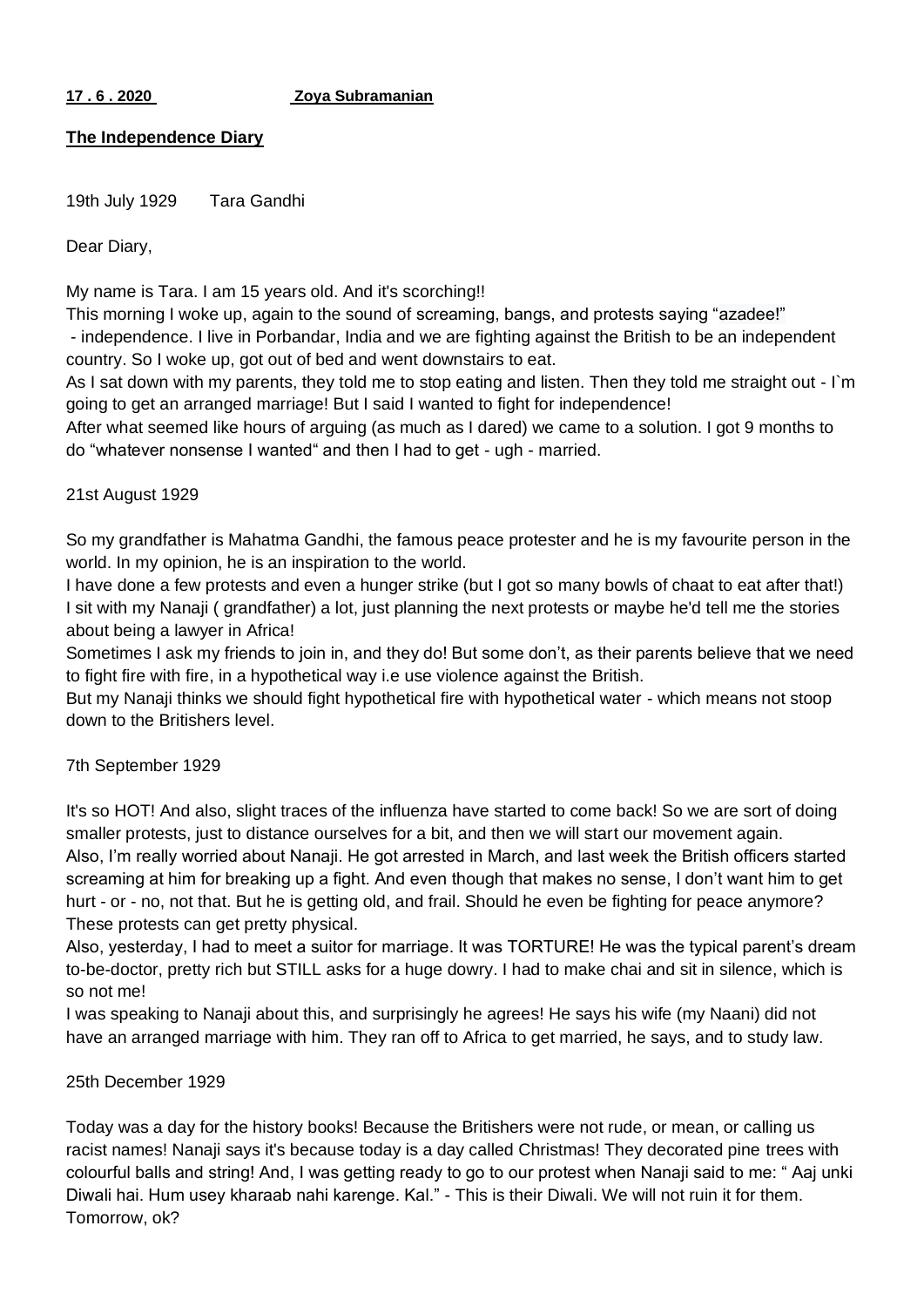**17 . 6 . 2020**     **Zoya Subramanian**

**The Independence Diary**

19th July 1929     Tara Gandhi

Dear Diary,

My name is Tara. I am 15 years old. And it's scorching!!
This morning I woke up, again to the sound of screaming, bangs, and protests saying "azadee!" - independence. I live in Porbandar, India and we are fighting against the British to be an independent country. So I woke up, got out of bed and went downstairs to eat.
As I sat down with my parents, they told me to stop eating and listen. Then they told me straight out - I`m going to get an arranged marriage! But I said I wanted to fight for independence!
After what seemed like hours of arguing (as much as I dared) we came to a solution. I got 9 months to do "whatever nonsense I wanted" and then I had to get - ugh - married.

21st August 1929

So my grandfather is Mahatma Gandhi, the famous peace protester and he is my favourite person in the world. In my opinion, he is an inspiration to the world.
I have done a few protests and even a hunger strike (but I got so many bowls of chaat to eat after that!)
I sit with my Nanaji ( grandfather) a lot, just planning the next protests or maybe he'd tell me the stories about being a lawyer in Africa!
Sometimes I ask my friends to join in, and they do! But some don't, as their parents believe that we need to fight fire with fire, in a hypothetical way i.e use violence against the British.
But my Nanaji thinks we should fight hypothetical fire with hypothetical water - which means not stoop down to the Britishers level.

7th September 1929

It's so HOT! And also, slight traces of the influenza have started to come back! So we are sort of doing smaller protests, just to distance ourselves for a bit, and then we will start our movement again.
Also, I'm really worried about Nanaji. He got arrested in March, and last week the British officers started screaming at him for breaking up a fight. And even though that makes no sense, I don't want him to get hurt - or - no, not that. But he is getting old, and frail. Should he even be fighting for peace anymore? These protests can get pretty physical.
Also, yesterday, I had to meet a suitor for marriage. It was TORTURE! He was the typical parent's dream to-be-doctor, pretty rich but STILL asks for a huge dowry. I had to make chai and sit in silence, which is so not me!
I was speaking to Nanaji about this, and surprisingly he agrees! He says his wife (my Naani) did not have an arranged marriage with him. They ran off to Africa to get married, he says, and to study law.

25th December 1929

Today was a day for the history books! Because the Britishers were not rude, or mean, or calling us racist names! Nanaji says it's because today is a day called Christmas! They decorated pine trees with colourful balls and string! And, I was getting ready to go to our protest when Nanaji said to me: " Aaj unki Diwali hai. Hum usey kharaab nahi karenge. Kal." - This is their Diwali. We will not ruin it for them. Tomorrow, ok?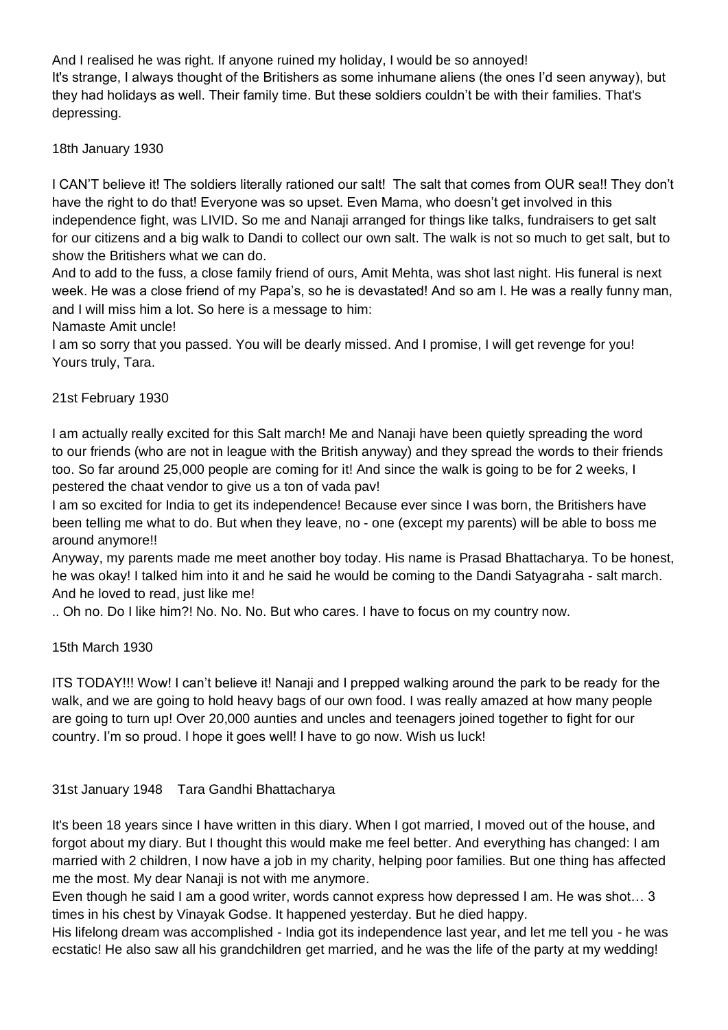And I realised he was right. If anyone ruined my holiday, I would be so annoyed!
It's strange, I always thought of the Britishers as some inhumane aliens (the ones I'd seen anyway), but they had holidays as well. Their family time. But these soldiers couldn't be with their families. That's depressing.

18th January 1930

I CAN'T believe it! The soldiers literally rationed our salt! The salt that comes from OUR sea!! They don't have the right to do that! Everyone was so upset. Even Mama, who doesn't get involved in this independence fight, was LIVID. So me and Nanaji arranged for things like talks, fundraisers to get salt for our citizens and a big walk to Dandi to collect our own salt. The walk is not so much to get salt, but to show the Britishers what we can do.
And to add to the fuss, a close family friend of ours, Amit Mehta, was shot last night. His funeral is next week. He was a close friend of my Papa's, so he is devastated! And so am I. He was a really funny man, and I will miss him a lot. So here is a message to him:
Namaste Amit uncle!
I am so sorry that you passed. You will be dearly missed. And I promise, I will get revenge for you!
Yours truly, Tara.

21st February 1930

I am actually really excited for this Salt march! Me and Nanaji have been quietly spreading the word to our friends (who are not in league with the British anyway) and they spread the words to their friends too. So far around 25,000 people are coming for it! And since the walk is going to be for 2 weeks, I pestered the chaat vendor to give us a ton of vada pav!
I am so excited for India to get its independence! Because ever since I was born, the Britishers have been telling me what to do. But when they leave, no - one (except my parents) will be able to boss me around anymore!!
Anyway, my parents made me meet another boy today. His name is Prasad Bhattacharya. To be honest, he was okay! I talked him into it and he said he would be coming to the Dandi Satyagraha - salt march. And he loved to read, just like me!
.. Oh no. Do I like him?! No. No. No. But who cares. I have to focus on my country now.

15th March 1930

ITS TODAY!!! Wow! I can't believe it! Nanaji and I prepped walking around the park to be ready for the walk, and we are going to hold heavy bags of our own food. I was really amazed at how many people are going to turn up! Over 20,000 aunties and uncles and teenagers joined together to fight for our country. I'm so proud. I hope it goes well! I have to go now. Wish us luck!

31st January 1948    Tara Gandhi Bhattacharya

It's been 18 years since I have written in this diary. When I got married, I moved out of the house, and forgot about my diary. But I thought this would make me feel better. And everything has changed: I am married with 2 children, I now have a job in my charity, helping poor families. But one thing has affected me the most. My dear Nanaji is not with me anymore.
Even though he said I am a good writer, words cannot express how depressed I am. He was shot… 3 times in his chest by Vinayak Godse. It happened yesterday. But he died happy.
His lifelong dream was accomplished - India got its independence last year, and let me tell you - he was ecstatic! He also saw all his grandchildren get married, and he was the life of the party at my wedding!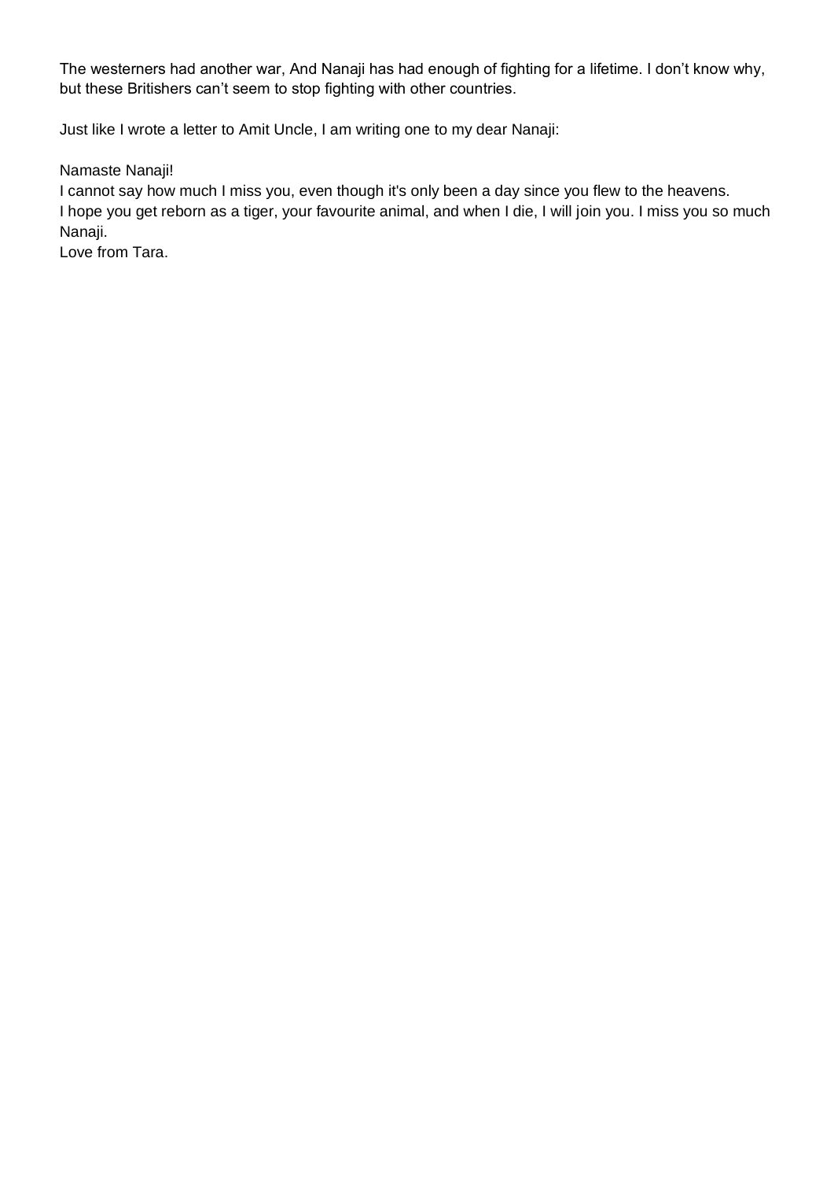The westerners had another war, And Nanaji has had enough of fighting for a lifetime. I don’t know why, but these Britishers can’t seem to stop fighting with other countries.

Just like I wrote a letter to Amit Uncle, I am writing one to my dear Nanaji:

Namaste Nanaji!
I cannot say how much I miss you, even though it's only been a day since you flew to the heavens.
I hope you get reborn as a tiger, your favourite animal, and when I die, I will join you. I miss you so much Nanaji.
Love from Tara.